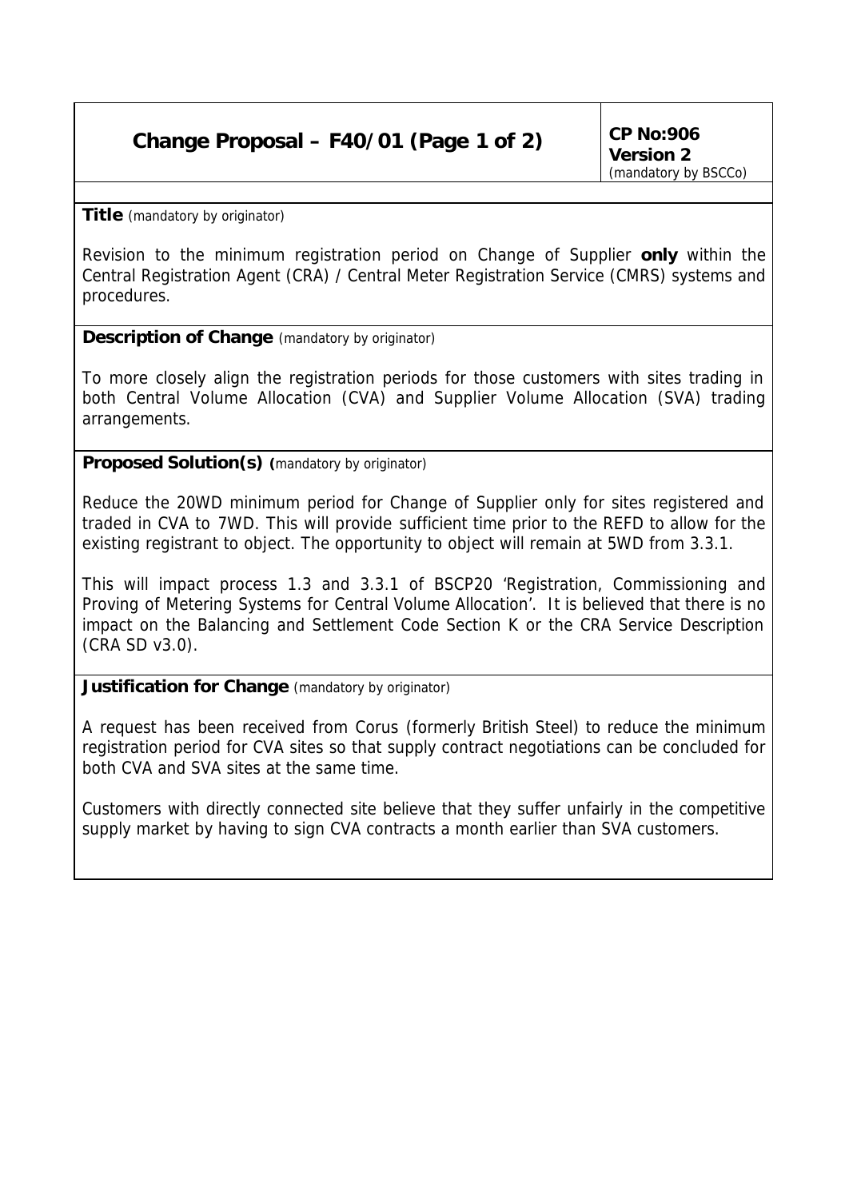# Change Proposal – F40/01 (Page 1 of 2)

**CP No:906**
**Version 2**
(mandatory by BSCCo)

**Title** (mandatory by originator)

Revision to the minimum registration period on Change of Supplier **only** within the Central Registration Agent (CRA) / Central Meter Registration Service (CMRS) systems and procedures.

**Description of Change** (mandatory by originator)

To more closely align the registration periods for those customers with sites trading in both Central Volume Allocation (CVA) and Supplier Volume Allocation (SVA) trading arrangements.

**Proposed Solution(s) (**mandatory by originator)

Reduce the 20WD minimum period for Change of Supplier only for sites registered and traded in CVA to 7WD. This will provide sufficient time prior to the REFD to allow for the existing registrant to object. The opportunity to object will remain at 5WD from 3.3.1.

This will impact process 1.3 and 3.3.1 of BSCP20 'Registration, Commissioning and Proving of Metering Systems for Central Volume Allocation'. It is believed that there is no impact on the Balancing and Settlement Code Section K or the CRA Service Description (CRA SD v3.0).

**Justification for Change** (mandatory by originator)

A request has been received from Corus (formerly British Steel) to reduce the minimum registration period for CVA sites so that supply contract negotiations can be concluded for both CVA and SVA sites at the same time.

Customers with directly connected site believe that they suffer unfairly in the competitive supply market by having to sign CVA contracts a month earlier than SVA customers.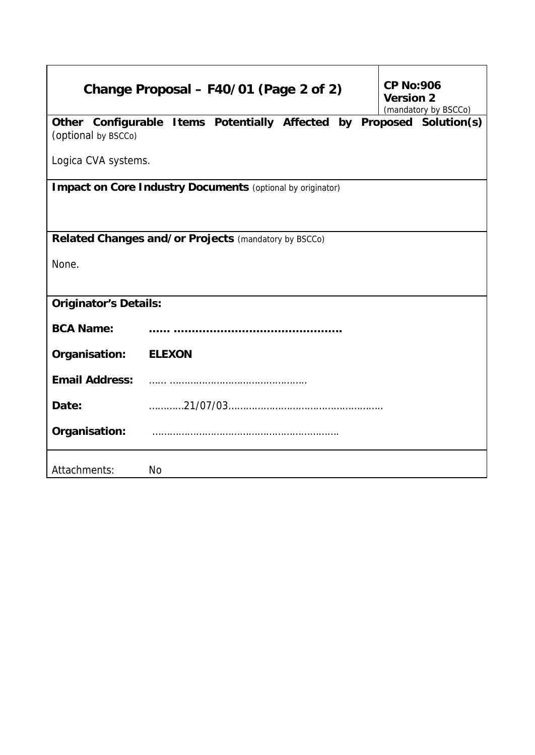# Change Proposal – F40/01 (Page 2 of 2)

**CP No:906**
**Version 2**
(mandatory by BSCCo)

**Other Configurable Items Potentially Affected by Proposed Solution(s)** (optional by BSCCo)

Logica CVA systems.

**Impact on Core Industry Documents** (optional by originator)

**Related Changes and/or Projects** (mandatory by BSCCo)

None.

**Originator's Details:**

**BCA Name:** …… ………………………………………..

**Organisation:** **ELEXON**

**Email Address:** …… ………………………………………

**Date:** …………21/07/03……………………………………………

**Organisation:** ………………………………………………………

Attachments: No